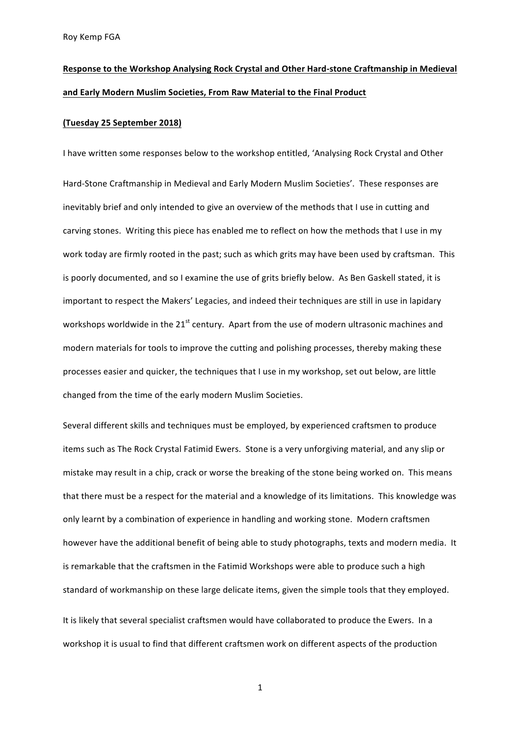Roy Kemp FGA

**Response to the Workshop Analysing Rock Crystal and Other Hard-stone Craftmanship in Medieval and Early Modern Muslim Societies, From Raw Material to the Final Product**

**(Tuesday 25 September 2018)**

I have written some responses below to the workshop entitled, 'Analysing Rock Crystal and Other Hard-Stone Craftmanship in Medieval and Early Modern Muslim Societies'. These responses are inevitably brief and only intended to give an overview of the methods that I use in cutting and carving stones. Writing this piece has enabled me to reflect on how the methods that I use in my work today are firmly rooted in the past; such as which grits may have been used by craftsman. This is poorly documented, and so I examine the use of grits briefly below. As Ben Gaskell stated, it is important to respect the Makers' Legacies, and indeed their techniques are still in use in lapidary workshops worldwide in the 21st century. Apart from the use of modern ultrasonic machines and modern materials for tools to improve the cutting and polishing processes, thereby making these processes easier and quicker, the techniques that I use in my workshop, set out below, are little changed from the time of the early modern Muslim Societies.

Several different skills and techniques must be employed, by experienced craftsmen to produce items such as The Rock Crystal Fatimid Ewers. Stone is a very unforgiving material, and any slip or mistake may result in a chip, crack or worse the breaking of the stone being worked on. This means that there must be a respect for the material and a knowledge of its limitations. This knowledge was only learnt by a combination of experience in handling and working stone. Modern craftsmen however have the additional benefit of being able to study photographs, texts and modern media. It is remarkable that the craftsmen in the Fatimid Workshops were able to produce such a high standard of workmanship on these large delicate items, given the simple tools that they employed.

It is likely that several specialist craftsmen would have collaborated to produce the Ewers. In a workshop it is usual to find that different craftsmen work on different aspects of the production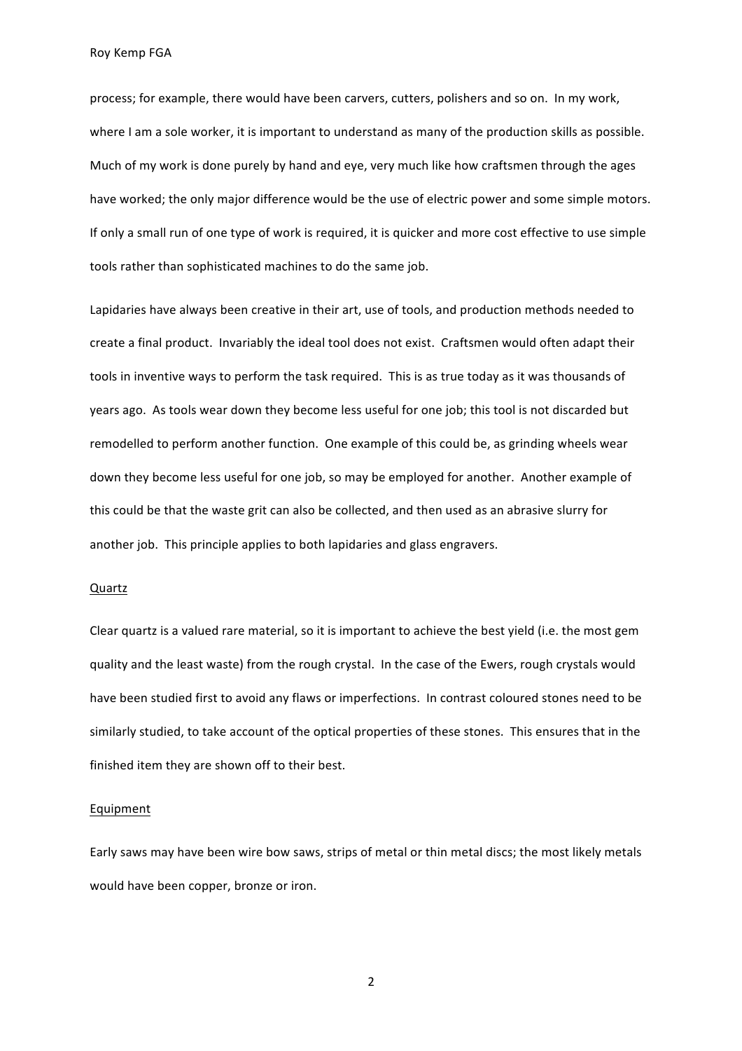process; for example, there would have been carvers, cutters, polishers and so on. In my work, where I am a sole worker, it is important to understand as many of the production skills as possible. Much of my work is done purely by hand and eye, very much like how craftsmen through the ages have worked; the only major difference would be the use of electric power and some simple motors. If only a small run of one type of work is required, it is quicker and more cost effective to use simple tools rather than sophisticated machines to do the same job.

Lapidaries have always been creative in their art, use of tools, and production methods needed to create a final product. Invariably the ideal tool does not exist. Craftsmen would often adapt their tools in inventive ways to perform the task required. This is as true today as it was thousands of years ago. As tools wear down they become less useful for one job; this tool is not discarded but remodelled to perform another function. One example of this could be, as grinding wheels wear down they become less useful for one job, so may be employed for another. Another example of this could be that the waste grit can also be collected, and then used as an abrasive slurry for another job. This principle applies to both lapidaries and glass engravers.

<u>Quartz</u>

Clear quartz is a valued rare material, so it is important to achieve the best yield (i.e. the most gem quality and the least waste) from the rough crystal. In the case of the Ewers, rough crystals would have been studied first to avoid any flaws or imperfections. In contrast coloured stones need to be similarly studied, to take account of the optical properties of these stones. This ensures that in the finished item they are shown off to their best.

<u>Equipment</u>

Early saws may have been wire bow saws, strips of metal or thin metal discs; the most likely metals would have been copper, bronze or iron.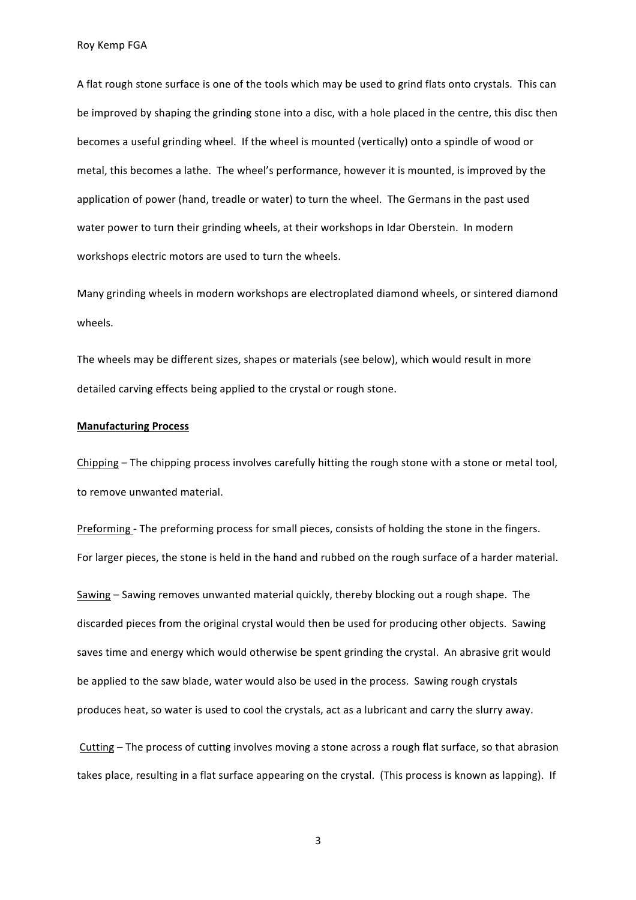A flat rough stone surface is one of the tools which may be used to grind flats onto crystals. This can be improved by shaping the grinding stone into a disc, with a hole placed in the centre, this disc then becomes a useful grinding wheel. If the wheel is mounted (vertically) onto a spindle of wood or metal, this becomes a lathe. The wheel's performance, however it is mounted, is improved by the application of power (hand, treadle or water) to turn the wheel. The Germans in the past used water power to turn their grinding wheels, at their workshops in Idar Oberstein. In modern workshops electric motors are used to turn the wheels.

Many grinding wheels in modern workshops are electroplated diamond wheels, or sintered diamond wheels.

The wheels may be different sizes, shapes or materials (see below), which would result in more detailed carving effects being applied to the crystal or rough stone.

**Manufacturing Process**

Chipping – The chipping process involves carefully hitting the rough stone with a stone or metal tool, to remove unwanted material.

Preforming - The preforming process for small pieces, consists of holding the stone in the fingers. For larger pieces, the stone is held in the hand and rubbed on the rough surface of a harder material.

Sawing – Sawing removes unwanted material quickly, thereby blocking out a rough shape. The discarded pieces from the original crystal would then be used for producing other objects. Sawing saves time and energy which would otherwise be spent grinding the crystal. An abrasive grit would be applied to the saw blade, water would also be used in the process. Sawing rough crystals produces heat, so water is used to cool the crystals, act as a lubricant and carry the slurry away.

Cutting – The process of cutting involves moving a stone across a rough flat surface, so that abrasion takes place, resulting in a flat surface appearing on the crystal. (This process is known as lapping). If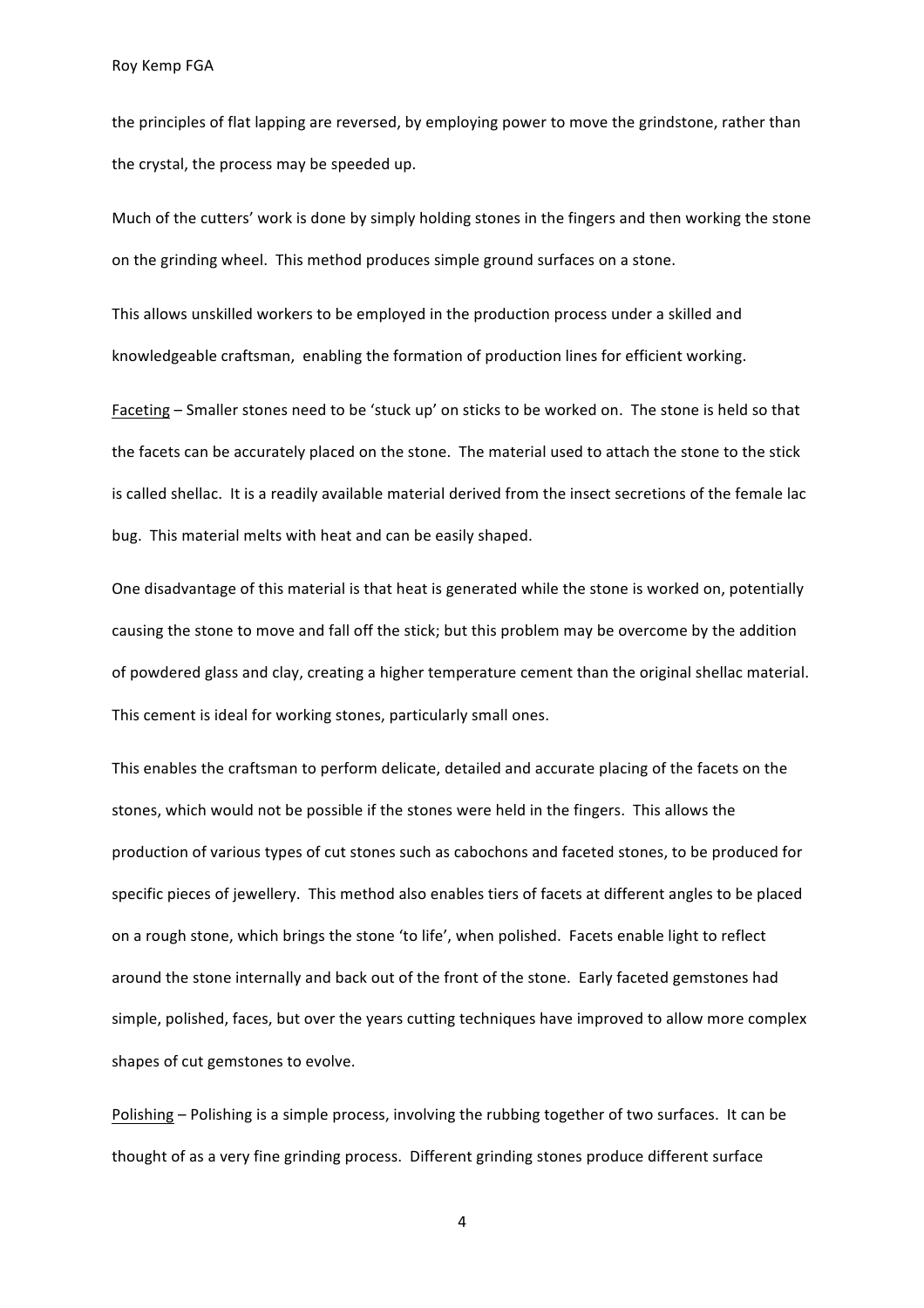the principles of flat lapping are reversed, by employing power to move the grindstone, rather than the crystal, the process may be speeded up.

Much of the cutters' work is done by simply holding stones in the fingers and then working the stone on the grinding wheel. This method produces simple ground surfaces on a stone.

This allows unskilled workers to be employed in the production process under a skilled and knowledgeable craftsman, enabling the formation of production lines for efficient working.

<u>Faceting</u> – Smaller stones need to be 'stuck up' on sticks to be worked on. The stone is held so that the facets can be accurately placed on the stone. The material used to attach the stone to the stick is called shellac. It is a readily available material derived from the insect secretions of the female lac bug. This material melts with heat and can be easily shaped.

One disadvantage of this material is that heat is generated while the stone is worked on, potentially causing the stone to move and fall off the stick; but this problem may be overcome by the addition of powdered glass and clay, creating a higher temperature cement than the original shellac material. This cement is ideal for working stones, particularly small ones.

This enables the craftsman to perform delicate, detailed and accurate placing of the facets on the stones, which would not be possible if the stones were held in the fingers. This allows the production of various types of cut stones such as cabochons and faceted stones, to be produced for specific pieces of jewellery. This method also enables tiers of facets at different angles to be placed on a rough stone, which brings the stone 'to life', when polished. Facets enable light to reflect around the stone internally and back out of the front of the stone. Early faceted gemstones had simple, polished, faces, but over the years cutting techniques have improved to allow more complex shapes of cut gemstones to evolve.

<u>Polishing</u> – Polishing is a simple process, involving the rubbing together of two surfaces. It can be thought of as a very fine grinding process. Different grinding stones produce different surface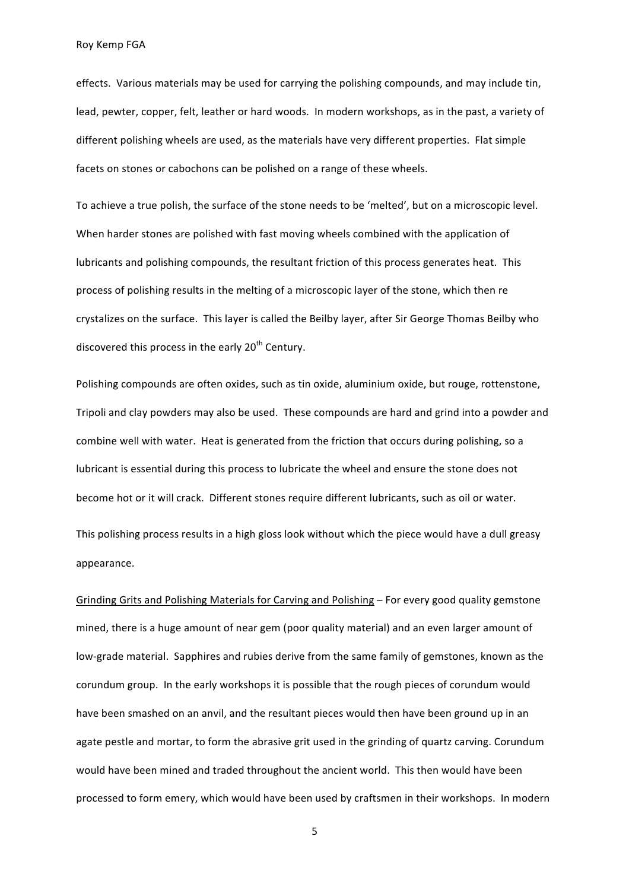effects. Various materials may be used for carrying the polishing compounds, and may include tin, lead, pewter, copper, felt, leather or hard woods. In modern workshops, as in the past, a variety of different polishing wheels are used, as the materials have very different properties. Flat simple facets on stones or cabochons can be polished on a range of these wheels.

To achieve a true polish, the surface of the stone needs to be 'melted', but on a microscopic level. When harder stones are polished with fast moving wheels combined with the application of lubricants and polishing compounds, the resultant friction of this process generates heat. This process of polishing results in the melting of a microscopic layer of the stone, which then re crystalizes on the surface. This layer is called the Beilby layer, after Sir George Thomas Beilby who discovered this process in the early 20th Century.

Polishing compounds are often oxides, such as tin oxide, aluminium oxide, but rouge, rottenstone, Tripoli and clay powders may also be used. These compounds are hard and grind into a powder and combine well with water. Heat is generated from the friction that occurs during polishing, so a lubricant is essential during this process to lubricate the wheel and ensure the stone does not become hot or it will crack. Different stones require different lubricants, such as oil or water.

This polishing process results in a high gloss look without which the piece would have a dull greasy appearance.

<u>Grinding Grits and Polishing Materials for Carving and Polishing</u> – For every good quality gemstone mined, there is a huge amount of near gem (poor quality material) and an even larger amount of low-grade material. Sapphires and rubies derive from the same family of gemstones, known as the corundum group. In the early workshops it is possible that the rough pieces of corundum would have been smashed on an anvil, and the resultant pieces would then have been ground up in an agate pestle and mortar, to form the abrasive grit used in the grinding of quartz carving. Corundum would have been mined and traded throughout the ancient world. This then would have been processed to form emery, which would have been used by craftsmen in their workshops. In modern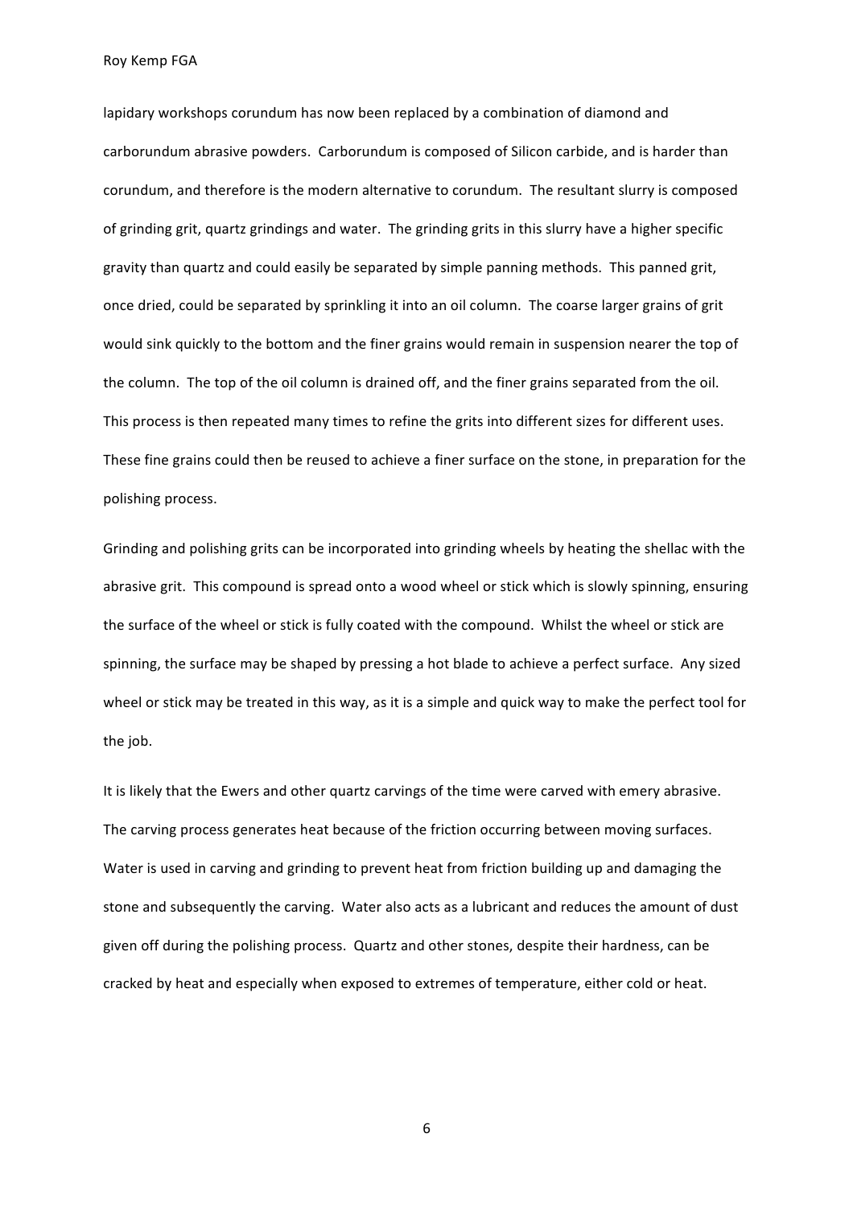lapidary workshops corundum has now been replaced by a combination of diamond and carborundum abrasive powders. Carborundum is composed of Silicon carbide, and is harder than corundum, and therefore is the modern alternative to corundum. The resultant slurry is composed of grinding grit, quartz grindings and water. The grinding grits in this slurry have a higher specific gravity than quartz and could easily be separated by simple panning methods. This panned grit, once dried, could be separated by sprinkling it into an oil column. The coarse larger grains of grit would sink quickly to the bottom and the finer grains would remain in suspension nearer the top of the column. The top of the oil column is drained off, and the finer grains separated from the oil. This process is then repeated many times to refine the grits into different sizes for different uses. These fine grains could then be reused to achieve a finer surface on the stone, in preparation for the polishing process.

Grinding and polishing grits can be incorporated into grinding wheels by heating the shellac with the abrasive grit. This compound is spread onto a wood wheel or stick which is slowly spinning, ensuring the surface of the wheel or stick is fully coated with the compound. Whilst the wheel or stick are spinning, the surface may be shaped by pressing a hot blade to achieve a perfect surface. Any sized wheel or stick may be treated in this way, as it is a simple and quick way to make the perfect tool for the job.

It is likely that the Ewers and other quartz carvings of the time were carved with emery abrasive. The carving process generates heat because of the friction occurring between moving surfaces. Water is used in carving and grinding to prevent heat from friction building up and damaging the stone and subsequently the carving. Water also acts as a lubricant and reduces the amount of dust given off during the polishing process. Quartz and other stones, despite their hardness, can be cracked by heat and especially when exposed to extremes of temperature, either cold or heat.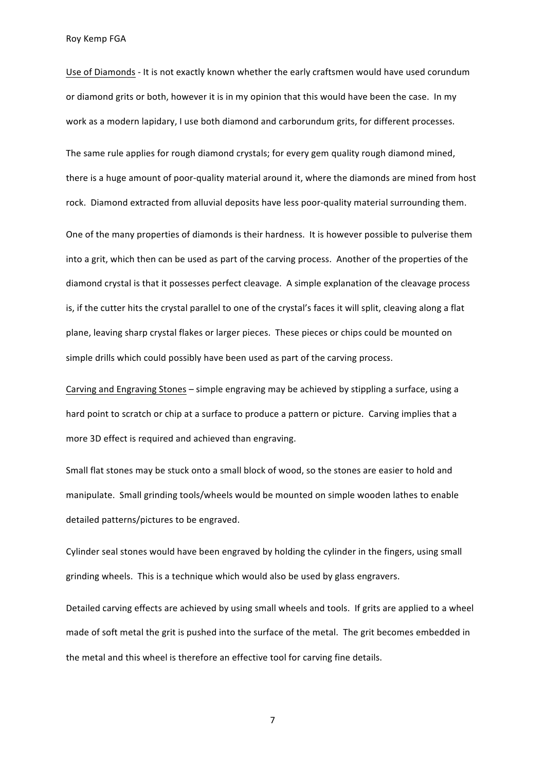Use of Diamonds - It is not exactly known whether the early craftsmen would have used corundum or diamond grits or both, however it is in my opinion that this would have been the case. In my work as a modern lapidary, I use both diamond and carborundum grits, for different processes.

The same rule applies for rough diamond crystals; for every gem quality rough diamond mined, there is a huge amount of poor-quality material around it, where the diamonds are mined from host rock. Diamond extracted from alluvial deposits have less poor-quality material surrounding them.

One of the many properties of diamonds is their hardness. It is however possible to pulverise them into a grit, which then can be used as part of the carving process. Another of the properties of the diamond crystal is that it possesses perfect cleavage. A simple explanation of the cleavage process is, if the cutter hits the crystal parallel to one of the crystal's faces it will split, cleaving along a flat plane, leaving sharp crystal flakes or larger pieces. These pieces or chips could be mounted on simple drills which could possibly have been used as part of the carving process.

Carving and Engraving Stones – simple engraving may be achieved by stippling a surface, using a hard point to scratch or chip at a surface to produce a pattern or picture. Carving implies that a more 3D effect is required and achieved than engraving.

Small flat stones may be stuck onto a small block of wood, so the stones are easier to hold and manipulate. Small grinding tools/wheels would be mounted on simple wooden lathes to enable detailed patterns/pictures to be engraved.

Cylinder seal stones would have been engraved by holding the cylinder in the fingers, using small grinding wheels. This is a technique which would also be used by glass engravers.

Detailed carving effects are achieved by using small wheels and tools. If grits are applied to a wheel made of soft metal the grit is pushed into the surface of the metal. The grit becomes embedded in the metal and this wheel is therefore an effective tool for carving fine details.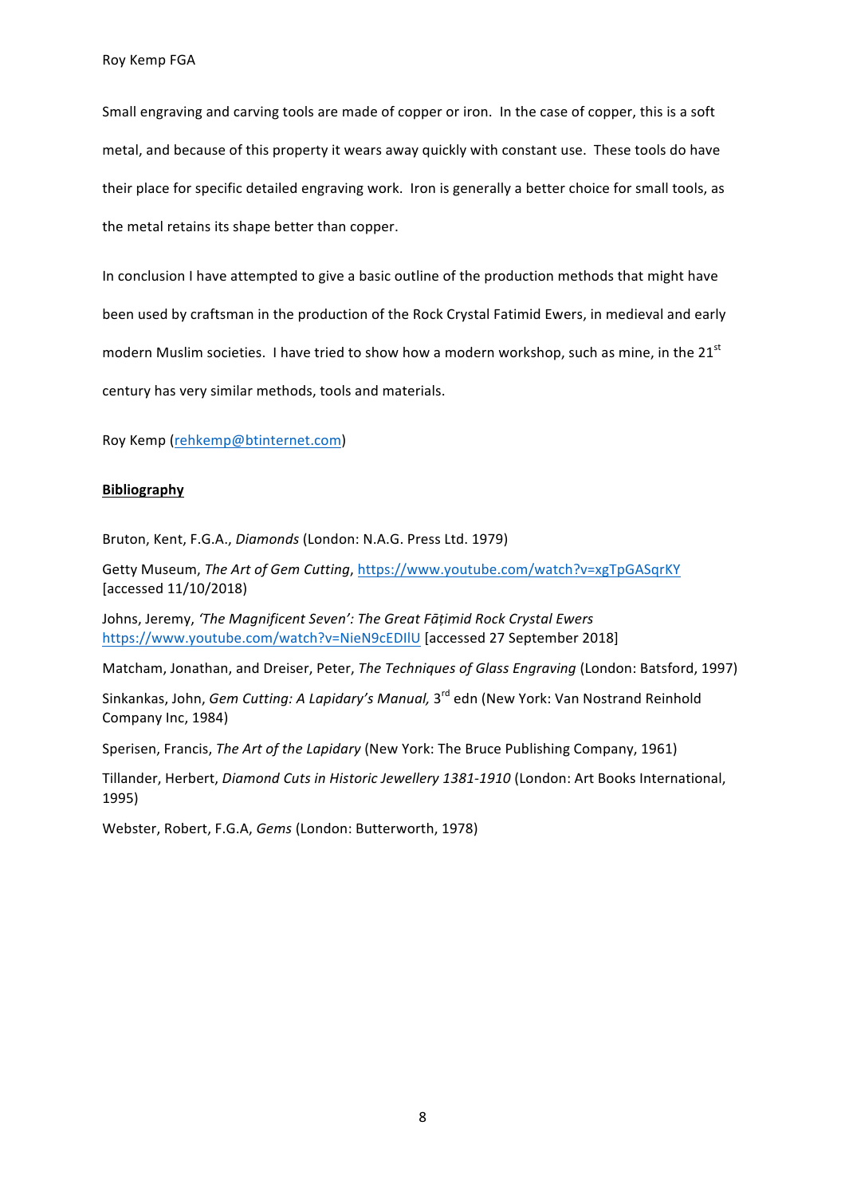Small engraving and carving tools are made of copper or iron. In the case of copper, this is a soft metal, and because of this property it wears away quickly with constant use. These tools do have their place for specific detailed engraving work. Iron is generally a better choice for small tools, as the metal retains its shape better than copper.

In conclusion I have attempted to give a basic outline of the production methods that might have been used by craftsman in the production of the Rock Crystal Fatimid Ewers, in medieval and early modern Muslim societies. I have tried to show how a modern workshop, such as mine, in the 21st century has very similar methods, tools and materials.

Roy Kemp (rehkemp@btinternet.com)

**Bibliography**

Bruton, Kent, F.G.A., *Diamonds* (London: N.A.G. Press Ltd. 1979)

Getty Museum, *The Art of Gem Cutting*, https://www.youtube.com/watch?v=xgTpGASqrKY [accessed 11/10/2018)

Johns, Jeremy, *'The Magnificent Seven': The Great Fāṭimid Rock Crystal Ewers* https://www.youtube.com/watch?v=NieN9cEDIlU [accessed 27 September 2018]

Matcham, Jonathan, and Dreiser, Peter, *The Techniques of Glass Engraving* (London: Batsford, 1997)

Sinkankas, John, *Gem Cutting: A Lapidary's Manual,* 3rd edn (New York: Van Nostrand Reinhold Company Inc, 1984)

Sperisen, Francis, *The Art of the Lapidary* (New York: The Bruce Publishing Company, 1961)

Tillander, Herbert, *Diamond Cuts in Historic Jewellery 1381-1910* (London: Art Books International, 1995)

Webster, Robert, F.G.A, *Gems* (London: Butterworth, 1978)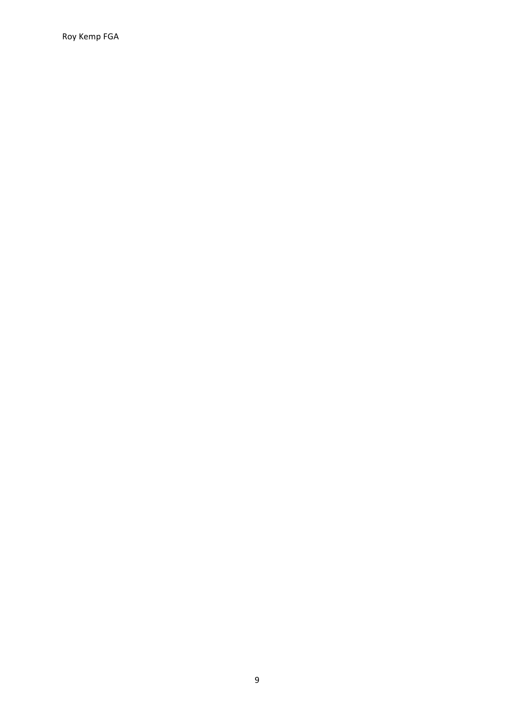Roy Kemp FGA